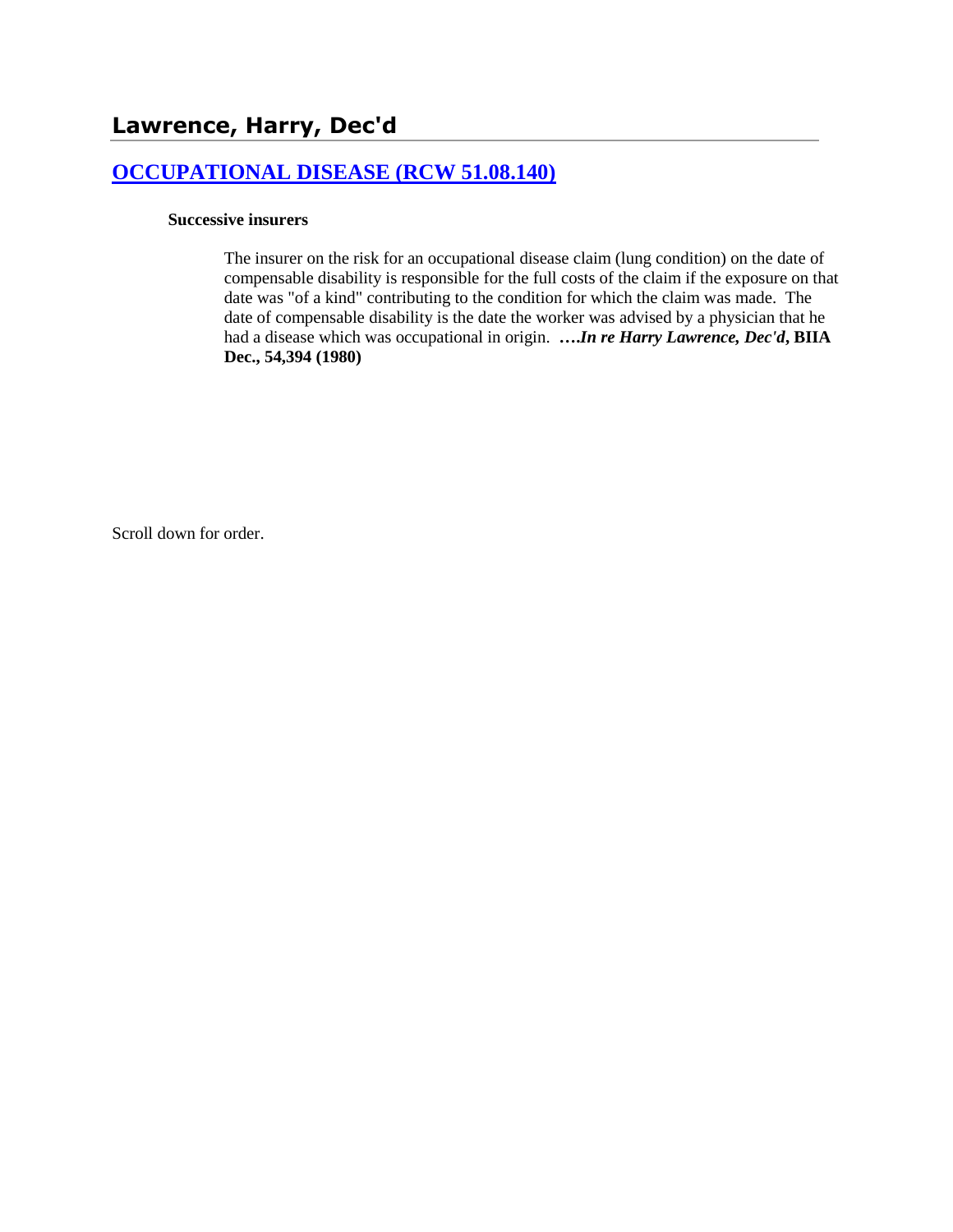# Lawrence, Harry, Dec'd

## [OCCUPATIONAL DISEASE (RCW 51.08.140)]

**Successive insurers**

The insurer on the risk for an occupational disease claim (lung condition) on the date of compensable disability is responsible for the full costs of the claim if the exposure on that date was "of a kind" contributing to the condition for which the claim was made. The date of compensable disability is the date the worker was advised by a physician that he had a disease which was occupational in origin. ***….In re Harry Lawrence, Dec'd*, BIIA Dec., 54,394 (1980)**

Scroll down for order.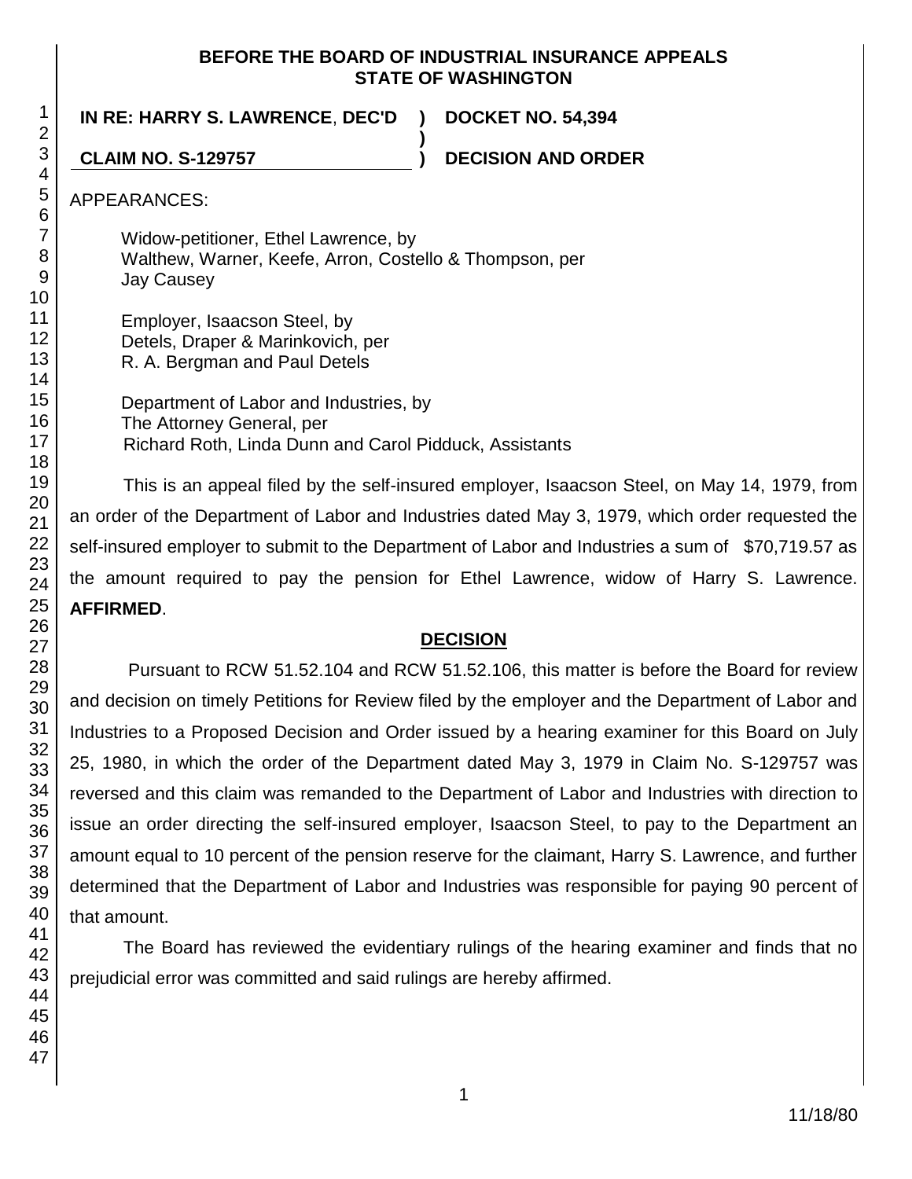**BEFORE THE BOARD OF INDUSTRIAL INSURANCE APPEALS**
**STATE OF WASHINGTON**

| | | |
|---|---|---|
| **IN RE: HARRY S. LAWRENCE, DEC'D** | **)** | **DOCKET NO. 54,394** |
| | **)** | |
| **CLAIM NO. S-129757** | **)** | **DECISION AND ORDER** |

APPEARANCES:

Widow-petitioner, Ethel Lawrence, by
Walthew, Warner, Keefe, Arron, Costello & Thompson, per
Jay Causey

Employer, Isaacson Steel, by
Detels, Draper & Marinkovich, per
R. A. Bergman and Paul Detels

Department of Labor and Industries, by
The Attorney General, per
Richard Roth, Linda Dunn and Carol Pidduck, Assistants

This is an appeal filed by the self-insured employer, Isaacson Steel, on May 14, 1979, from an order of the Department of Labor and Industries dated May 3, 1979, which order requested the self-insured employer to submit to the Department of Labor and Industries a sum of $70,719.57 as the amount required to pay the pension for Ethel Lawrence, widow of Harry S. Lawrence. **AFFIRMED**.

## DECISION

Pursuant to RCW 51.52.104 and RCW 51.52.106, this matter is before the Board for review and decision on timely Petitions for Review filed by the employer and the Department of Labor and Industries to a Proposed Decision and Order issued by a hearing examiner for this Board on July 25, 1980, in which the order of the Department dated May 3, 1979 in Claim No. S-129757 was reversed and this claim was remanded to the Department of Labor and Industries with direction to issue an order directing the self-insured employer, Isaacson Steel, to pay to the Department an amount equal to 10 percent of the pension reserve for the claimant, Harry S. Lawrence, and further determined that the Department of Labor and Industries was responsible for paying 90 percent of that amount.

The Board has reviewed the evidentiary rulings of the hearing examiner and finds that no prejudicial error was committed and said rulings are hereby affirmed.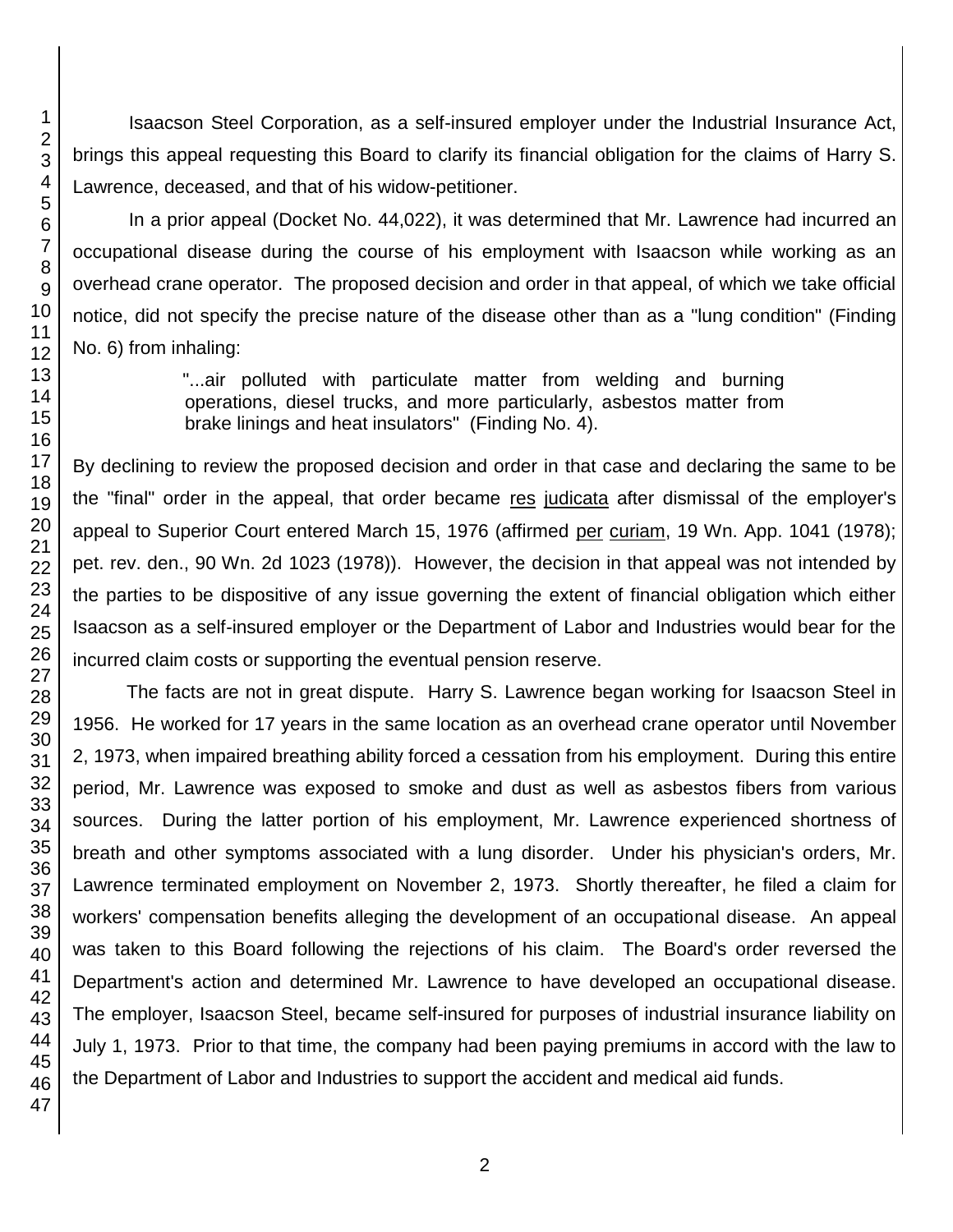Isaacson Steel Corporation, as a self-insured employer under the Industrial Insurance Act, brings this appeal requesting this Board to clarify its financial obligation for the claims of Harry S. Lawrence, deceased, and that of his widow-petitioner.

In a prior appeal (Docket No. 44,022), it was determined that Mr. Lawrence had incurred an occupational disease during the course of his employment with Isaacson while working as an overhead crane operator. The proposed decision and order in that appeal, of which we take official notice, did not specify the precise nature of the disease other than as a "lung condition" (Finding No. 6) from inhaling:

> "...air polluted with particulate matter from welding and burning operations, diesel trucks, and more particularly, asbestos matter from brake linings and heat insulators" (Finding No. 4).

By declining to review the proposed decision and order in that case and declaring the same to be the "final" order in the appeal, that order became res judicata after dismissal of the employer's appeal to Superior Court entered March 15, 1976 (affirmed per curiam, 19 Wn. App. 1041 (1978); pet. rev. den., 90 Wn. 2d 1023 (1978)). However, the decision in that appeal was not intended by the parties to be dispositive of any issue governing the extent of financial obligation which either Isaacson as a self-insured employer or the Department of Labor and Industries would bear for the incurred claim costs or supporting the eventual pension reserve.

The facts are not in great dispute. Harry S. Lawrence began working for Isaacson Steel in 1956. He worked for 17 years in the same location as an overhead crane operator until November 2, 1973, when impaired breathing ability forced a cessation from his employment. During this entire period, Mr. Lawrence was exposed to smoke and dust as well as asbestos fibers from various sources. During the latter portion of his employment, Mr. Lawrence experienced shortness of breath and other symptoms associated with a lung disorder. Under his physician's orders, Mr. Lawrence terminated employment on November 2, 1973. Shortly thereafter, he filed a claim for workers' compensation benefits alleging the development of an occupational disease. An appeal was taken to this Board following the rejections of his claim. The Board's order reversed the Department's action and determined Mr. Lawrence to have developed an occupational disease. The employer, Isaacson Steel, became self-insured for purposes of industrial insurance liability on July 1, 1973. Prior to that time, the company had been paying premiums in accord with the law to the Department of Labor and Industries to support the accident and medical aid funds.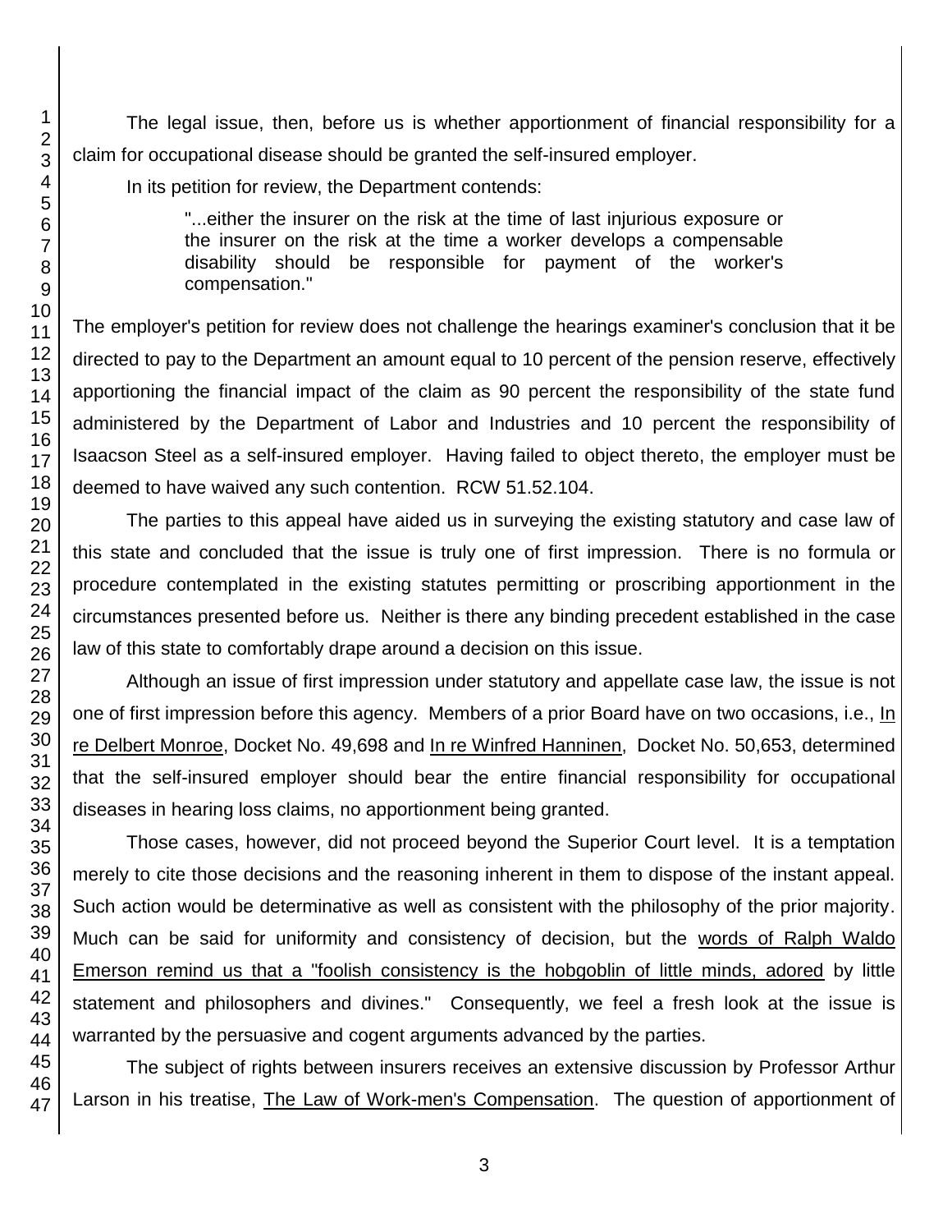The legal issue, then, before us is whether apportionment of financial responsibility for a claim for occupational disease should be granted the self-insured employer.

In its petition for review, the Department contends:

> "...either the insurer on the risk at the time of last injurious exposure or the insurer on the risk at the time a worker develops a compensable disability should be responsible for payment of the worker's compensation."

The employer's petition for review does not challenge the hearings examiner's conclusion that it be directed to pay to the Department an amount equal to 10 percent of the pension reserve, effectively apportioning the financial impact of the claim as 90 percent the responsibility of the state fund administered by the Department of Labor and Industries and 10 percent the responsibility of Isaacson Steel as a self-insured employer. Having failed to object thereto, the employer must be deemed to have waived any such contention. RCW 51.52.104.

The parties to this appeal have aided us in surveying the existing statutory and case law of this state and concluded that the issue is truly one of first impression. There is no formula or procedure contemplated in the existing statutes permitting or proscribing apportionment in the circumstances presented before us. Neither is there any binding precedent established in the case law of this state to comfortably drape around a decision on this issue.

Although an issue of first impression under statutory and appellate case law, the issue is not one of first impression before this agency. Members of a prior Board have on two occasions, i.e., In re Delbert Monroe, Docket No. 49,698 and In re Winfred Hanninen, Docket No. 50,653, determined that the self-insured employer should bear the entire financial responsibility for occupational diseases in hearing loss claims, no apportionment being granted.

Those cases, however, did not proceed beyond the Superior Court level. It is a temptation merely to cite those decisions and the reasoning inherent in them to dispose of the instant appeal. Such action would be determinative as well as consistent with the philosophy of the prior majority. Much can be said for uniformity and consistency of decision, but the words of Ralph Waldo Emerson remind us that a "foolish consistency is the hobgoblin of little minds, adored by little statement and philosophers and divines." Consequently, we feel a fresh look at the issue is warranted by the persuasive and cogent arguments advanced by the parties.

The subject of rights between insurers receives an extensive discussion by Professor Arthur Larson in his treatise, The Law of Work-men's Compensation. The question of apportionment of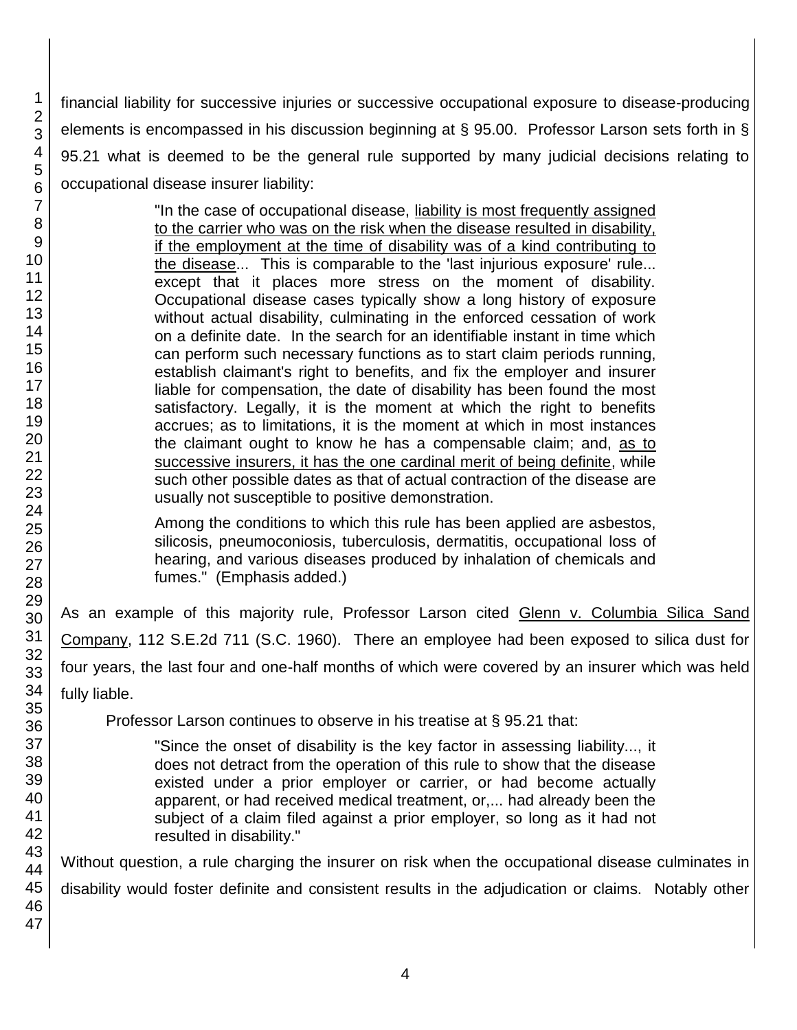financial liability for successive injuries or successive occupational exposure to disease-producing elements is encompassed in his discussion beginning at § 95.00. Professor Larson sets forth in § 95.21 what is deemed to be the general rule supported by many judicial decisions relating to occupational disease insurer liability:

> "In the case of occupational disease, liability is most frequently assigned to the carrier who was on the risk when the disease resulted in disability, if the employment at the time of disability was of a kind contributing to the disease... This is comparable to the 'last injurious exposure' rule... except that it places more stress on the moment of disability. Occupational disease cases typically show a long history of exposure without actual disability, culminating in the enforced cessation of work on a definite date. In the search for an identifiable instant in time which can perform such necessary functions as to start claim periods running, establish claimant's right to benefits, and fix the employer and insurer liable for compensation, the date of disability has been found the most satisfactory. Legally, it is the moment at which the right to benefits accrues; as to limitations, it is the moment at which in most instances the claimant ought to know he has a compensable claim; and, as to successive insurers, it has the one cardinal merit of being definite, while such other possible dates as that of actual contraction of the disease are usually not susceptible to positive demonstration.
>
> Among the conditions to which this rule has been applied are asbestos, silicosis, pneumoconiosis, tuberculosis, dermatitis, occupational loss of hearing, and various diseases produced by inhalation of chemicals and fumes." (Emphasis added.)

As an example of this majority rule, Professor Larson cited Glenn v. Columbia Silica Sand Company, 112 S.E.2d 711 (S.C. 1960). There an employee had been exposed to silica dust for four years, the last four and one-half months of which were covered by an insurer which was held fully liable.

Professor Larson continues to observe in his treatise at § 95.21 that:

> "Since the onset of disability is the key factor in assessing liability..., it does not detract from the operation of this rule to show that the disease existed under a prior employer or carrier, or had become actually apparent, or had received medical treatment, or,... had already been the subject of a claim filed against a prior employer, so long as it had not resulted in disability."

Without question, a rule charging the insurer on risk when the occupational disease culminates in disability would foster definite and consistent results in the adjudication or claims. Notably other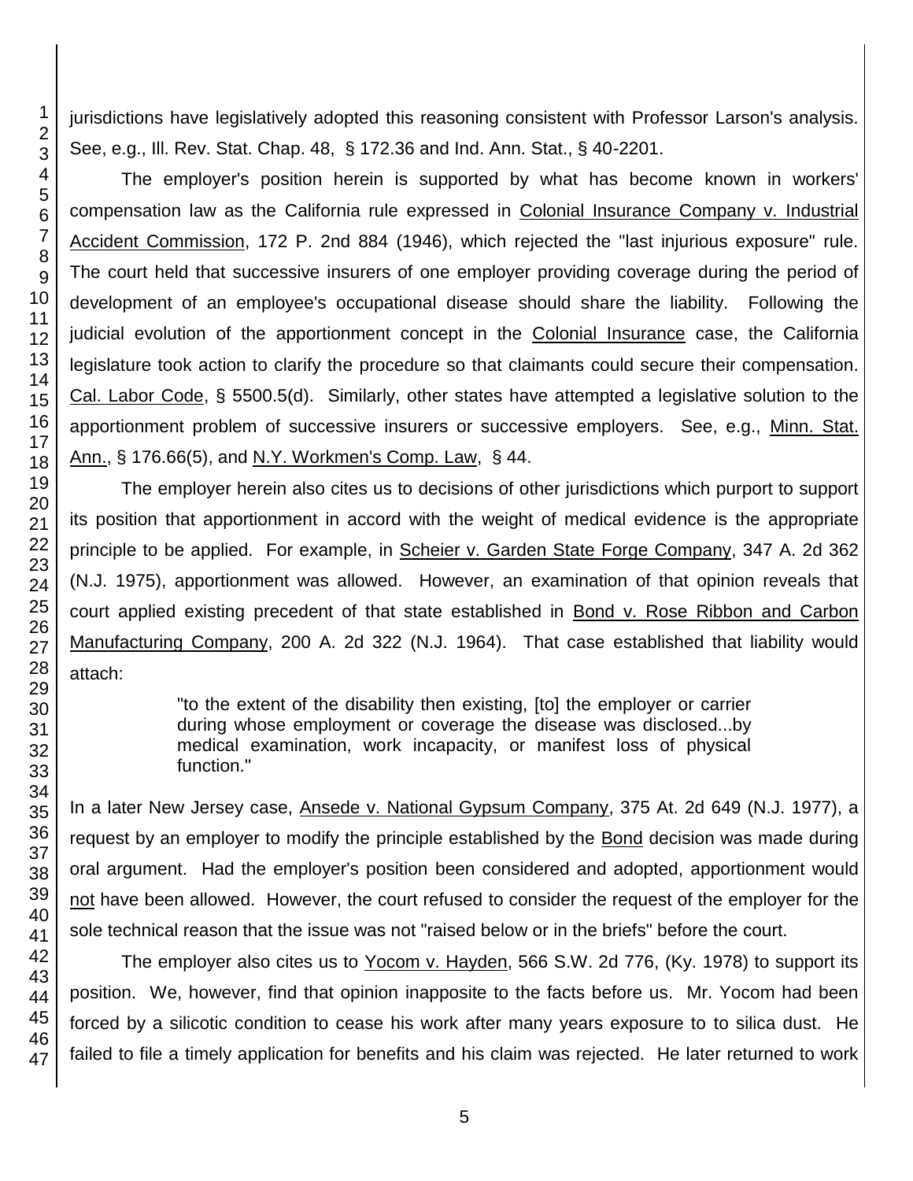jurisdictions have legislatively adopted this reasoning consistent with Professor Larson's analysis. See, e.g., Ill. Rev. Stat. Chap. 48, § 172.36 and Ind. Ann. Stat., § 40-2201.

The employer's position herein is supported by what has become known in workers' compensation law as the California rule expressed in Colonial Insurance Company v. Industrial Accident Commission, 172 P. 2nd 884 (1946), which rejected the "last injurious exposure" rule. The court held that successive insurers of one employer providing coverage during the period of development of an employee's occupational disease should share the liability. Following the judicial evolution of the apportionment concept in the Colonial Insurance case, the California legislature took action to clarify the procedure so that claimants could secure their compensation. Cal. Labor Code, § 5500.5(d). Similarly, other states have attempted a legislative solution to the apportionment problem of successive insurers or successive employers. See, e.g., Minn. Stat. Ann., § 176.66(5), and N.Y. Workmen's Comp. Law, § 44.

The employer herein also cites us to decisions of other jurisdictions which purport to support its position that apportionment in accord with the weight of medical evidence is the appropriate principle to be applied. For example, in Scheier v. Garden State Forge Company, 347 A. 2d 362 (N.J. 1975), apportionment was allowed. However, an examination of that opinion reveals that court applied existing precedent of that state established in Bond v. Rose Ribbon and Carbon Manufacturing Company, 200 A. 2d 322 (N.J. 1964). That case established that liability would attach:

> "to the extent of the disability then existing, [to] the employer or carrier during whose employment or coverage the disease was disclosed...by medical examination, work incapacity, or manifest loss of physical function."

In a later New Jersey case, Ansede v. National Gypsum Company, 375 At. 2d 649 (N.J. 1977), a request by an employer to modify the principle established by the Bond decision was made during oral argument. Had the employer's position been considered and adopted, apportionment would not have been allowed. However, the court refused to consider the request of the employer for the sole technical reason that the issue was not "raised below or in the briefs" before the court.

The employer also cites us to Yocom v. Hayden, 566 S.W. 2d 776, (Ky. 1978) to support its position. We, however, find that opinion inapposite to the facts before us. Mr. Yocom had been forced by a silicotic condition to cease his work after many years exposure to to silica dust. He failed to file a timely application for benefits and his claim was rejected. He later returned to work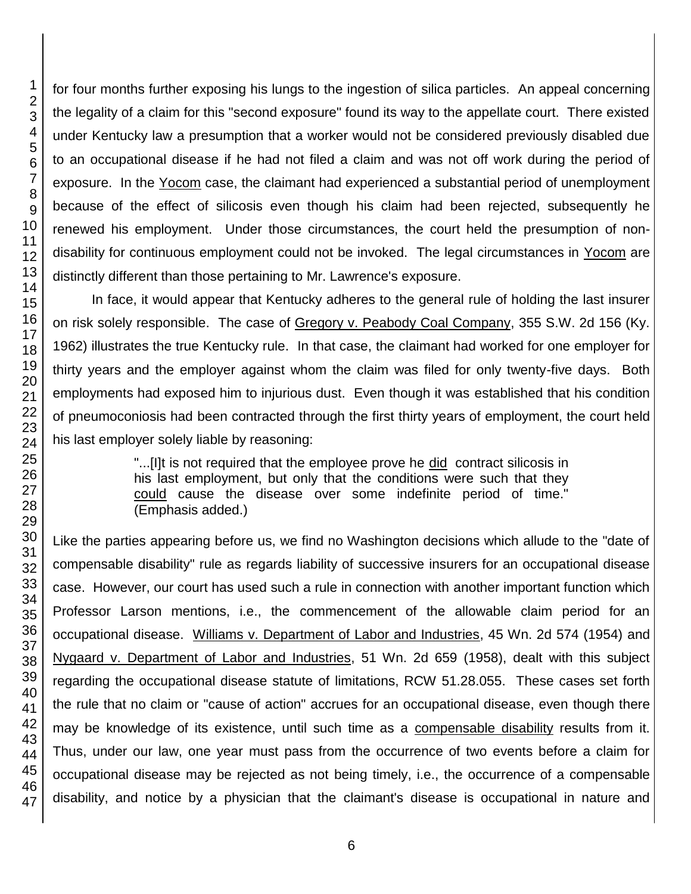for four months further exposing his lungs to the ingestion of silica particles. An appeal concerning the legality of a claim for this "second exposure" found its way to the appellate court. There existed under Kentucky law a presumption that a worker would not be considered previously disabled due to an occupational disease if he had not filed a claim and was not off work during the period of exposure. In the Yocom case, the claimant had experienced a substantial period of unemployment because of the effect of silicosis even though his claim had been rejected, subsequently he renewed his employment. Under those circumstances, the court held the presumption of non-disability for continuous employment could not be invoked. The legal circumstances in Yocom are distinctly different than those pertaining to Mr. Lawrence's exposure.

In face, it would appear that Kentucky adheres to the general rule of holding the last insurer on risk solely responsible. The case of Gregory v. Peabody Coal Company, 355 S.W. 2d 156 (Ky. 1962) illustrates the true Kentucky rule. In that case, the claimant had worked for one employer for thirty years and the employer against whom the claim was filed for only twenty-five days. Both employments had exposed him to injurious dust. Even though it was established that his condition of pneumoconiosis had been contracted through the first thirty years of employment, the court held his last employer solely liable by reasoning:

> "...[I]t is not required that the employee prove he did contract silicosis in his last employment, but only that the conditions were such that they could cause the disease over some indefinite period of time." (Emphasis added.)

Like the parties appearing before us, we find no Washington decisions which allude to the "date of compensable disability" rule as regards liability of successive insurers for an occupational disease case. However, our court has used such a rule in connection with another important function which Professor Larson mentions, i.e., the commencement of the allowable claim period for an occupational disease. Williams v. Department of Labor and Industries, 45 Wn. 2d 574 (1954) and Nygaard v. Department of Labor and Industries, 51 Wn. 2d 659 (1958), dealt with this subject regarding the occupational disease statute of limitations, RCW 51.28.055. These cases set forth the rule that no claim or "cause of action" accrues for an occupational disease, even though there may be knowledge of its existence, until such time as a compensable disability results from it. Thus, under our law, one year must pass from the occurrence of two events before a claim for occupational disease may be rejected as not being timely, i.e., the occurrence of a compensable disability, and notice by a physician that the claimant's disease is occupational in nature and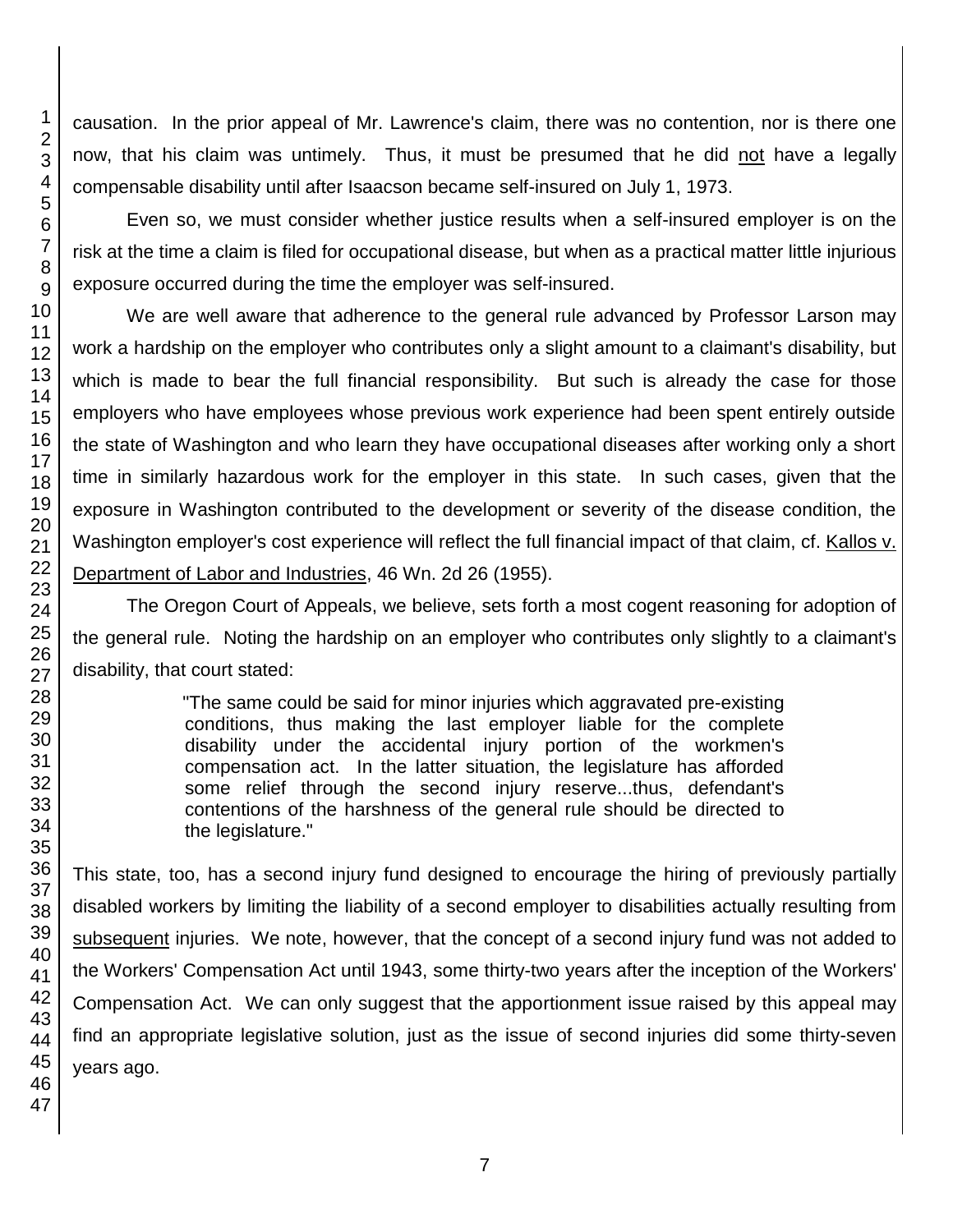causation. In the prior appeal of Mr. Lawrence's claim, there was no contention, nor is there one now, that his claim was untimely. Thus, it must be presumed that he did not have a legally compensable disability until after Isaacson became self-insured on July 1, 1973.

Even so, we must consider whether justice results when a self-insured employer is on the risk at the time a claim is filed for occupational disease, but when as a practical matter little injurious exposure occurred during the time the employer was self-insured.

We are well aware that adherence to the general rule advanced by Professor Larson may work a hardship on the employer who contributes only a slight amount to a claimant's disability, but which is made to bear the full financial responsibility. But such is already the case for those employers who have employees whose previous work experience had been spent entirely outside the state of Washington and who learn they have occupational diseases after working only a short time in similarly hazardous work for the employer in this state. In such cases, given that the exposure in Washington contributed to the development or severity of the disease condition, the Washington employer's cost experience will reflect the full financial impact of that claim, cf. Kallos v. Department of Labor and Industries, 46 Wn. 2d 26 (1955).

The Oregon Court of Appeals, we believe, sets forth a most cogent reasoning for adoption of the general rule. Noting the hardship on an employer who contributes only slightly to a claimant's disability, that court stated:

> "The same could be said for minor injuries which aggravated pre-existing conditions, thus making the last employer liable for the complete disability under the accidental injury portion of the workmen's compensation act. In the latter situation, the legislature has afforded some relief through the second injury reserve...thus, defendant's contentions of the harshness of the general rule should be directed to the legislature."

This state, too, has a second injury fund designed to encourage the hiring of previously partially disabled workers by limiting the liability of a second employer to disabilities actually resulting from subsequent injuries. We note, however, that the concept of a second injury fund was not added to the Workers' Compensation Act until 1943, some thirty-two years after the inception of the Workers' Compensation Act. We can only suggest that the apportionment issue raised by this appeal may find an appropriate legislative solution, just as the issue of second injuries did some thirty-seven years ago.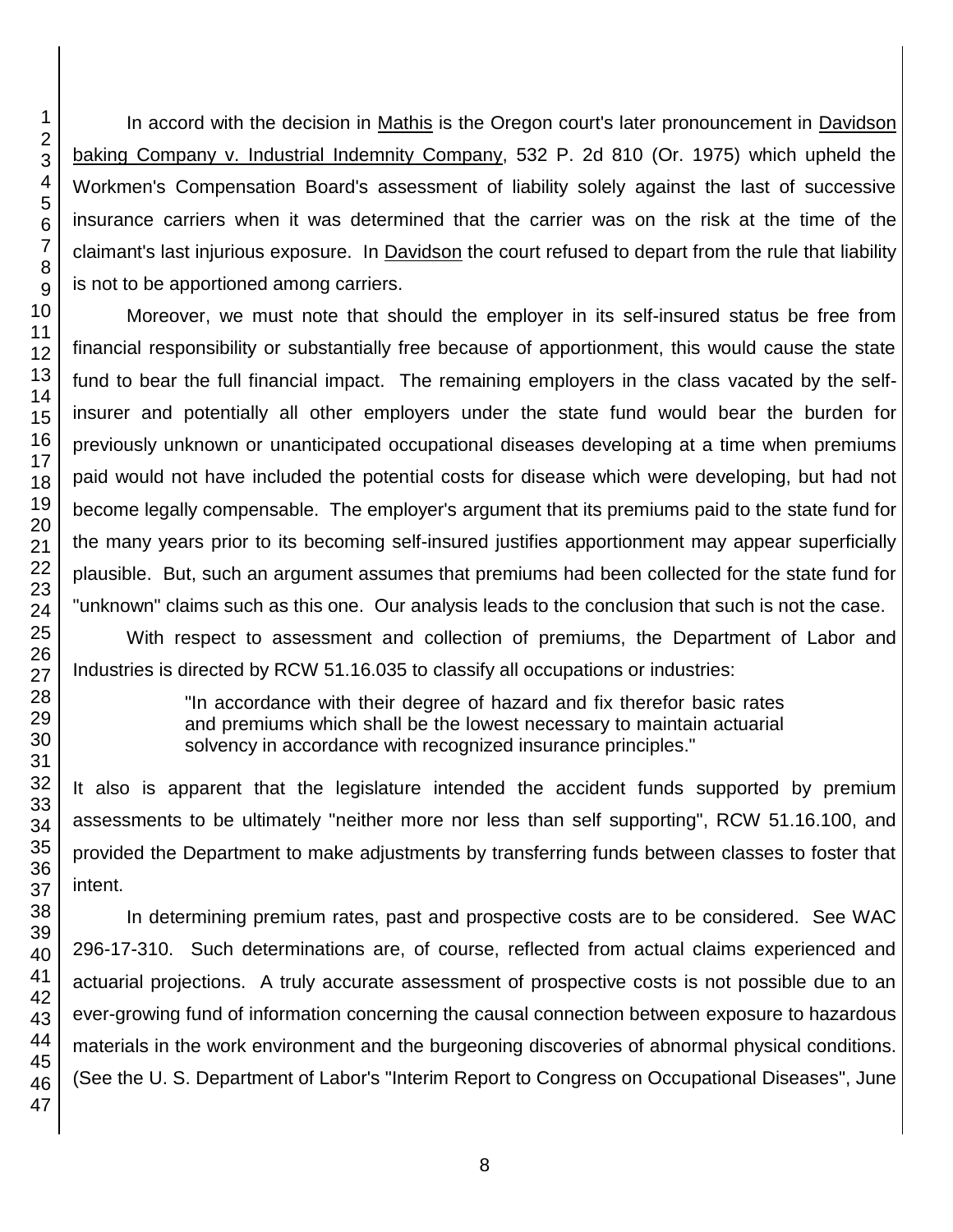In accord with the decision in Mathis is the Oregon court's later pronouncement in Davidson baking Company v. Industrial Indemnity Company, 532 P. 2d 810 (Or. 1975) which upheld the Workmen's Compensation Board's assessment of liability solely against the last of successive insurance carriers when it was determined that the carrier was on the risk at the time of the claimant's last injurious exposure. In Davidson the court refused to depart from the rule that liability is not to be apportioned among carriers.

Moreover, we must note that should the employer in its self-insured status be free from financial responsibility or substantially free because of apportionment, this would cause the state fund to bear the full financial impact. The remaining employers in the class vacated by the self-insurer and potentially all other employers under the state fund would bear the burden for previously unknown or unanticipated occupational diseases developing at a time when premiums paid would not have included the potential costs for disease which were developing, but had not become legally compensable. The employer's argument that its premiums paid to the state fund for the many years prior to its becoming self-insured justifies apportionment may appear superficially plausible. But, such an argument assumes that premiums had been collected for the state fund for "unknown" claims such as this one. Our analysis leads to the conclusion that such is not the case.

With respect to assessment and collection of premiums, the Department of Labor and Industries is directed by RCW 51.16.035 to classify all occupations or industries:

> "In accordance with their degree of hazard and fix therefor basic rates and premiums which shall be the lowest necessary to maintain actuarial solvency in accordance with recognized insurance principles."

It also is apparent that the legislature intended the accident funds supported by premium assessments to be ultimately "neither more nor less than self supporting", RCW 51.16.100, and provided the Department to make adjustments by transferring funds between classes to foster that intent.

In determining premium rates, past and prospective costs are to be considered. See WAC 296-17-310. Such determinations are, of course, reflected from actual claims experienced and actuarial projections. A truly accurate assessment of prospective costs is not possible due to an ever-growing fund of information concerning the causal connection between exposure to hazardous materials in the work environment and the burgeoning discoveries of abnormal physical conditions. (See the U. S. Department of Labor's "Interim Report to Congress on Occupational Diseases", June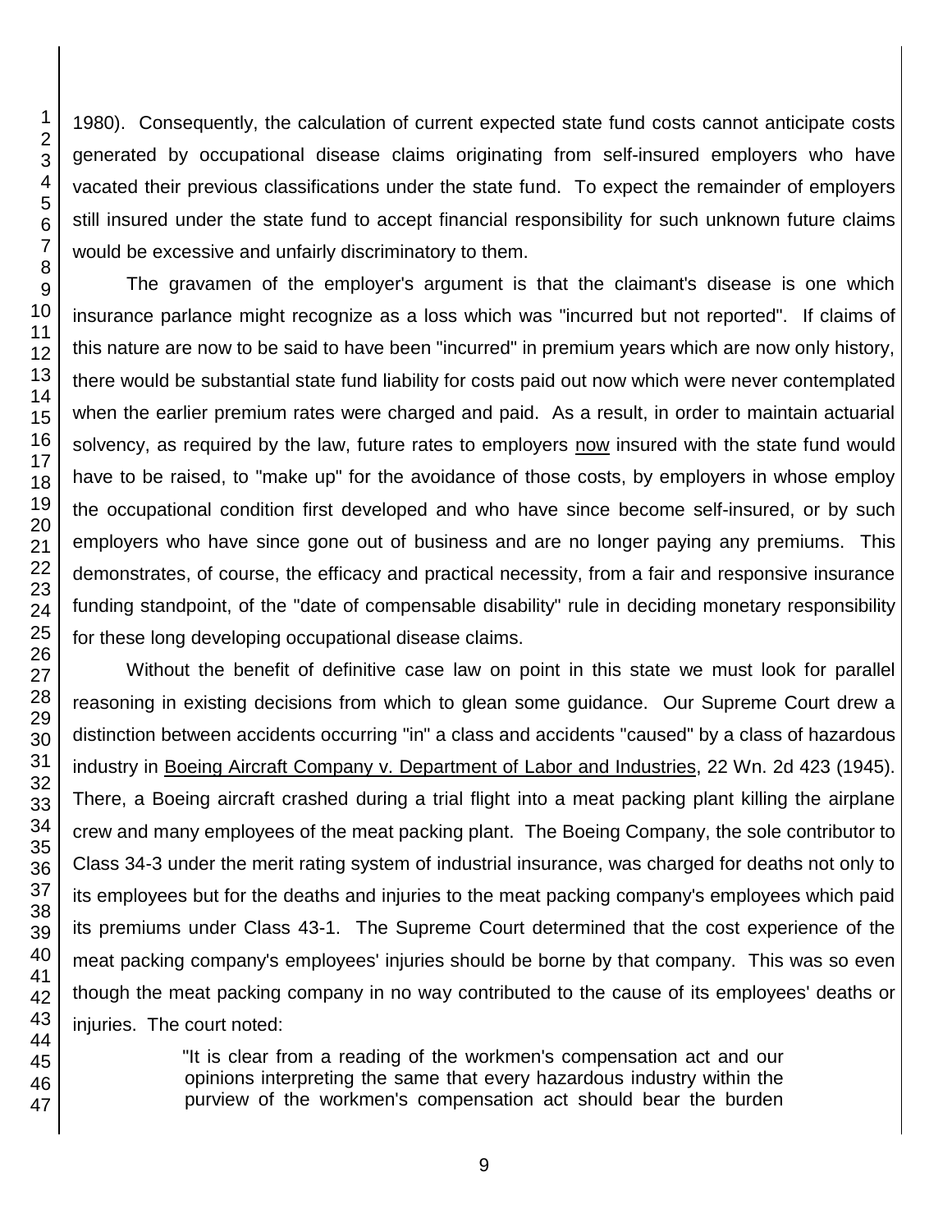1980). Consequently, the calculation of current expected state fund costs cannot anticipate costs generated by occupational disease claims originating from self-insured employers who have vacated their previous classifications under the state fund. To expect the remainder of employers still insured under the state fund to accept financial responsibility for such unknown future claims would be excessive and unfairly discriminatory to them.

The gravamen of the employer's argument is that the claimant's disease is one which insurance parlance might recognize as a loss which was "incurred but not reported". If claims of this nature are now to be said to have been "incurred" in premium years which are now only history, there would be substantial state fund liability for costs paid out now which were never contemplated when the earlier premium rates were charged and paid. As a result, in order to maintain actuarial solvency, as required by the law, future rates to employers now insured with the state fund would have to be raised, to "make up" for the avoidance of those costs, by employers in whose employ the occupational condition first developed and who have since become self-insured, or by such employers who have since gone out of business and are no longer paying any premiums. This demonstrates, of course, the efficacy and practical necessity, from a fair and responsive insurance funding standpoint, of the "date of compensable disability" rule in deciding monetary responsibility for these long developing occupational disease claims.

Without the benefit of definitive case law on point in this state we must look for parallel reasoning in existing decisions from which to glean some guidance. Our Supreme Court drew a distinction between accidents occurring "in" a class and accidents "caused" by a class of hazardous industry in Boeing Aircraft Company v. Department of Labor and Industries, 22 Wn. 2d 423 (1945). There, a Boeing aircraft crashed during a trial flight into a meat packing plant killing the airplane crew and many employees of the meat packing plant. The Boeing Company, the sole contributor to Class 34-3 under the merit rating system of industrial insurance, was charged for deaths not only to its employees but for the deaths and injuries to the meat packing company's employees which paid its premiums under Class 43-1. The Supreme Court determined that the cost experience of the meat packing company's employees' injuries should be borne by that company. This was so even though the meat packing company in no way contributed to the cause of its employees' deaths or injuries. The court noted:

> "It is clear from a reading of the workmen's compensation act and our opinions interpreting the same that every hazardous industry within the purview of the workmen's compensation act should bear the burden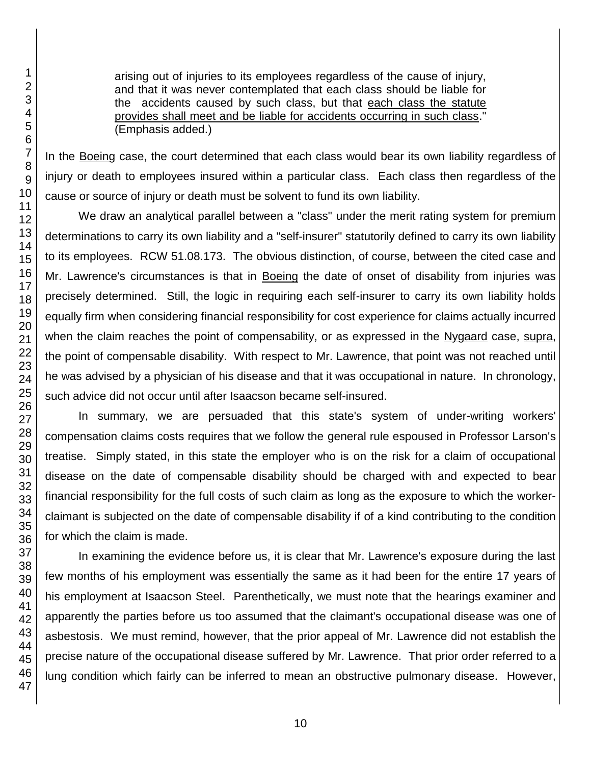> arising out of injuries to its employees regardless of the cause of injury, and that it was never contemplated that each class should be liable for the accidents caused by such class, but that each class the statute provides shall meet and be liable for accidents occurring in such class." (Emphasis added.)

In the Boeing case, the court determined that each class would bear its own liability regardless of injury or death to employees insured within a particular class. Each class then regardless of the cause or source of injury or death must be solvent to fund its own liability.

We draw an analytical parallel between a "class" under the merit rating system for premium determinations to carry its own liability and a "self-insurer" statutorily defined to carry its own liability to its employees. RCW 51.08.173. The obvious distinction, of course, between the cited case and Mr. Lawrence's circumstances is that in Boeing the date of onset of disability from injuries was precisely determined. Still, the logic in requiring each self-insurer to carry its own liability holds equally firm when considering financial responsibility for cost experience for claims actually incurred when the claim reaches the point of compensability, or as expressed in the Nygaard case, supra, the point of compensable disability. With respect to Mr. Lawrence, that point was not reached until he was advised by a physician of his disease and that it was occupational in nature. In chronology, such advice did not occur until after Isaacson became self-insured.

In summary, we are persuaded that this state's system of under-writing workers' compensation claims costs requires that we follow the general rule espoused in Professor Larson's treatise. Simply stated, in this state the employer who is on the risk for a claim of occupational disease on the date of compensable disability should be charged with and expected to bear financial responsibility for the full costs of such claim as long as the exposure to which the worker-claimant is subjected on the date of compensable disability if of a kind contributing to the condition for which the claim is made.

In examining the evidence before us, it is clear that Mr. Lawrence's exposure during the last few months of his employment was essentially the same as it had been for the entire 17 years of his employment at Isaacson Steel. Parenthetically, we must note that the hearings examiner and apparently the parties before us too assumed that the claimant's occupational disease was one of asbestosis. We must remind, however, that the prior appeal of Mr. Lawrence did not establish the precise nature of the occupational disease suffered by Mr. Lawrence. That prior order referred to a lung condition which fairly can be inferred to mean an obstructive pulmonary disease. However,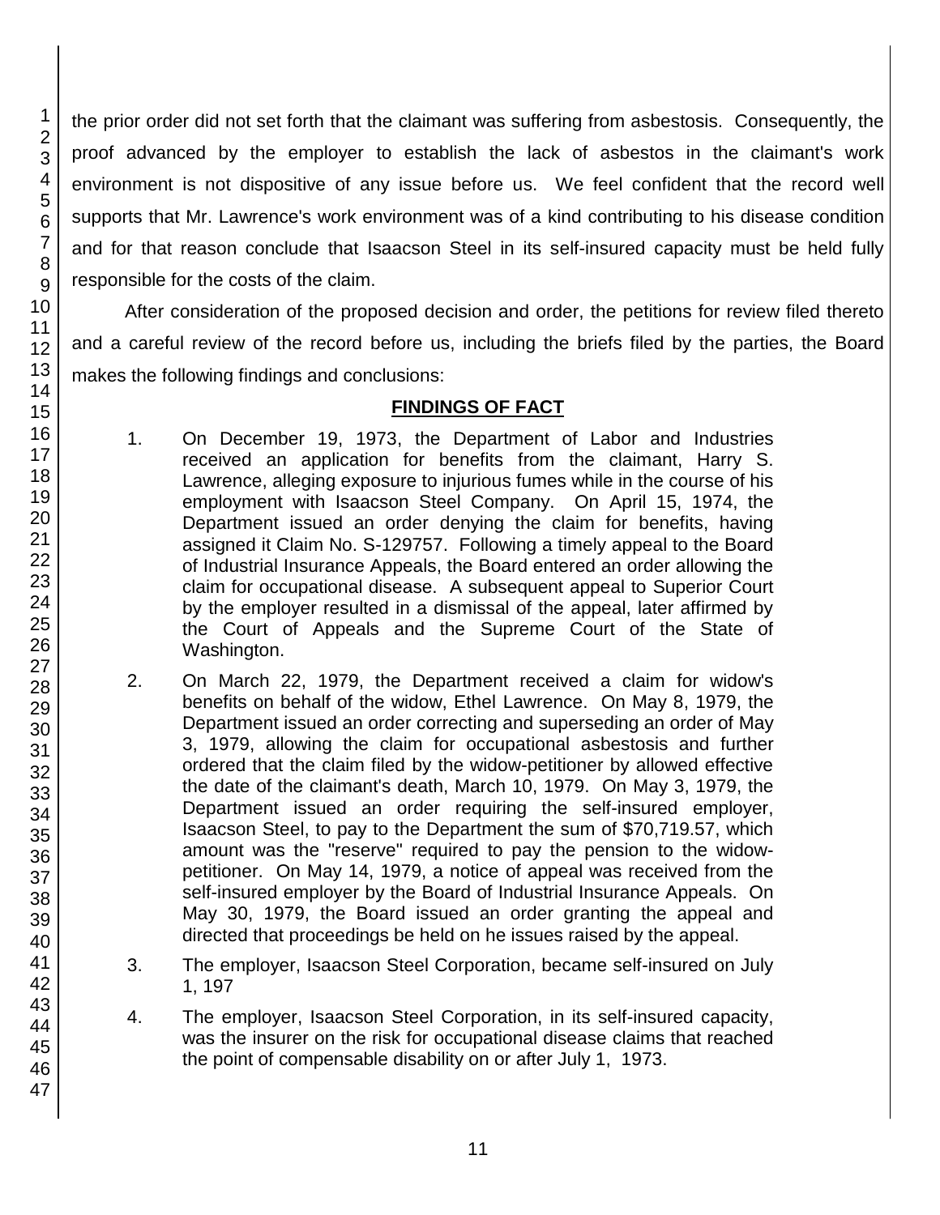the prior order did not set forth that the claimant was suffering from asbestosis. Consequently, the proof advanced by the employer to establish the lack of asbestos in the claimant's work environment is not dispositive of any issue before us. We feel confident that the record well supports that Mr. Lawrence's work environment was of a kind contributing to his disease condition and for that reason conclude that Isaacson Steel in its self-insured capacity must be held fully responsible for the costs of the claim.

After consideration of the proposed decision and order, the petitions for review filed thereto and a careful review of the record before us, including the briefs filed by the parties, the Board makes the following findings and conclusions:

## FINDINGS OF FACT

1. On December 19, 1973, the Department of Labor and Industries received an application for benefits from the claimant, Harry S. Lawrence, alleging exposure to injurious fumes while in the course of his employment with Isaacson Steel Company. On April 15, 1974, the Department issued an order denying the claim for benefits, having assigned it Claim No. S-129757. Following a timely appeal to the Board of Industrial Insurance Appeals, the Board entered an order allowing the claim for occupational disease. A subsequent appeal to Superior Court by the employer resulted in a dismissal of the appeal, later affirmed by the Court of Appeals and the Supreme Court of the State of Washington.

2. On March 22, 1979, the Department received a claim for widow's benefits on behalf of the widow, Ethel Lawrence. On May 8, 1979, the Department issued an order correcting and superseding an order of May 3, 1979, allowing the claim for occupational asbestosis and further ordered that the claim filed by the widow-petitioner by allowed effective the date of the claimant's death, March 10, 1979. On May 3, 1979, the Department issued an order requiring the self-insured employer, Isaacson Steel, to pay to the Department the sum of $70,719.57, which amount was the "reserve" required to pay the pension to the widow-petitioner. On May 14, 1979, a notice of appeal was received from the self-insured employer by the Board of Industrial Insurance Appeals. On May 30, 1979, the Board issued an order granting the appeal and directed that proceedings be held on he issues raised by the appeal.

3. The employer, Isaacson Steel Corporation, became self-insured on July 1, 197

4. The employer, Isaacson Steel Corporation, in its self-insured capacity, was the insurer on the risk for occupational disease claims that reached the point of compensable disability on or after July 1, 1973.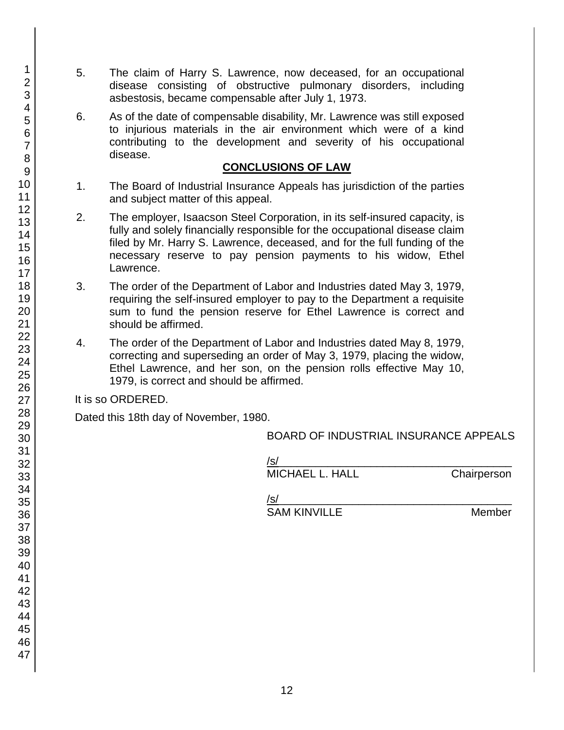5. The claim of Harry S. Lawrence, now deceased, for an occupational disease consisting of obstructive pulmonary disorders, including asbestosis, became compensable after July 1, 1973.

6. As of the date of compensable disability, Mr. Lawrence was still exposed to injurious materials in the air environment which were of a kind contributing to the development and severity of his occupational disease.

## CONCLUSIONS OF LAW

1. The Board of Industrial Insurance Appeals has jurisdiction of the parties and subject matter of this appeal.

2. The employer, Isaacson Steel Corporation, in its self-insured capacity, is fully and solely financially responsible for the occupational disease claim filed by Mr. Harry S. Lawrence, deceased, and for the full funding of the necessary reserve to pay pension payments to his widow, Ethel Lawrence.

3. The order of the Department of Labor and Industries dated May 3, 1979, requiring the self-insured employer to pay to the Department a requisite sum to fund the pension reserve for Ethel Lawrence is correct and should be affirmed.

4. The order of the Department of Labor and Industries dated May 8, 1979, correcting and superseding an order of May 3, 1979, placing the widow, Ethel Lawrence, and her son, on the pension rolls effective May 10, 1979, is correct and should be affirmed.

It is so ORDERED.

Dated this 18th day of November, 1980.

BOARD OF INDUSTRIAL INSURANCE APPEALS

/s/
MICHAEL L. HALL Chairperson

/s/
SAM KINVILLE Member